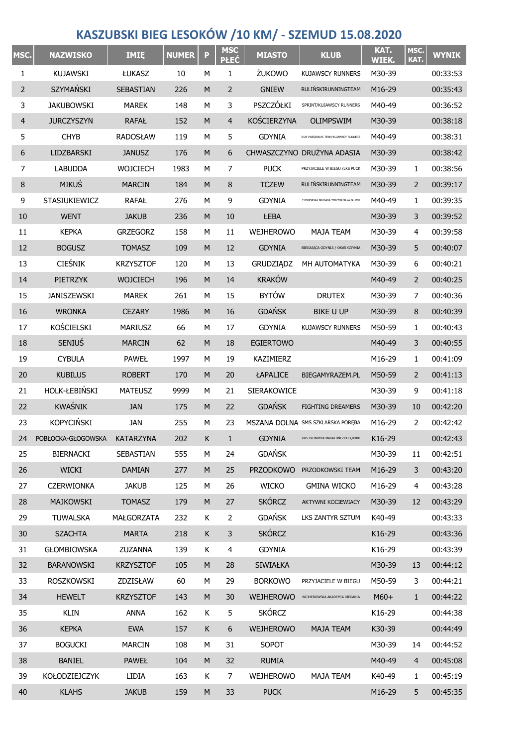# KASZUBSKI BIEG LESOKÓW /10 KM/ - SZEMUD 15.08.2020

| MSC. | NAZWISKO | IMIĘ | NUMER | P | MSC PŁEĆ | MIASTO | KLUB | KAT. WIEK. | MSC. KAT. | WYNIK |
|---|---|---|---|---|---|---|---|---|---|---|
| 1 | KUJAWSKI | ŁUKASZ | 10 | M | 1 | ŻUKOWO | KUJAWSCY RUNNERS | M30-39 | | 00:33:53 |
| 2 | SZYMAŃSKI | SEBASTIAN | 226 | M | 2 | GNIEW | RULIŃSKIRUNNINGTEAM | M16-29 | | 00:35:43 |
| 3 | JAKUBOWSKI | MAREK | 148 | M | 3 | PSZCZÓŁKI | SPRINT/KUJAWSCY RUNNERS | M40-49 | | 00:36:52 |
| 4 | JURCZYSZYN | RAFAŁ | 152 | M | 4 | KOŚCIERZYNA | OLIMPSWIM | M30-39 | | 00:38:18 |
| 5 | CHYB | RADOSŁAW | 119 | M | 5 | GDYNIA | RUN-PASSION.PL TEAM/KUJAWSCY RUNNERS | M40-49 | | 00:38:31 |
| 6 | LIDZBARSKI | JANUSZ | 176 | M | 6 | CHWASZCZYNO | DRUŻYNA ADASIA | M30-39 | | 00:38:42 |
| 7 | LABUDDA | WOJCIECH | 1983 | M | 7 | PUCK | PRZYJACIELE W BIEGU /LKS PUCK | M30-39 | 1 | 00:38:56 |
| 8 | MIKUŚ | MARCIN | 184 | M | 8 | TCZEW | RULIŃSKIRUNNINGTEAM | M30-39 | 2 | 00:39:17 |
| 9 | STASIUKIEWICZ | RAFAŁ | 276 | M | 9 | GDYNIA | 7 POMORSKA BRYGADA TERYTORIALNA SŁUPSK | M40-49 | 1 | 00:39:35 |
| 10 | WENT | JAKUB | 236 | M | 10 | ŁEBA | | M30-39 | 3 | 00:39:52 |
| 11 | KEPKA | GRZEGORZ | 158 | M | 11 | WEJHEROWO | MAJA TEAM | M30-39 | 4 | 00:39:58 |
| 12 | BOGUSZ | TOMASZ | 109 | M | 12 | GDYNIA | BIEGAJĄCA GDYNIA / OKAS GDYNIA | M30-39 | 5 | 00:40:07 |
| 13 | CIEŚNIK | KRZYSZTOF | 120 | M | 13 | GRUDZIĄDZ | MH AUTOMATYKA | M30-39 | 6 | 00:40:21 |
| 14 | PIETRZYK | WOJCIECH | 196 | M | 14 | KRAKÓW | | M40-49 | 2 | 00:40:25 |
| 15 | JANISZEWSKI | MAREK | 261 | M | 15 | BYTÓW | DRUTEX | M30-39 | 7 | 00:40:36 |
| 16 | WRONKA | CEZARY | 1986 | M | 16 | GDAŃSK | BIKE U UP | M30-39 | 8 | 00:40:39 |
| 17 | KOŚCIELSKI | MARIUSZ | 66 | M | 17 | GDYNIA | KUJAWSCY RUNNERS | M50-59 | 1 | 00:40:43 |
| 18 | SENIUŚ | MARCIN | 62 | M | 18 | EGIERTOWO | | M40-49 | 3 | 00:40:55 |
| 19 | CYBULA | PAWEŁ | 1997 | M | 19 | KAZIMIERZ | | M16-29 | 1 | 00:41:09 |
| 20 | KUBILUS | ROBERT | 170 | M | 20 | ŁAPALICE | BIEGAMYRAZEM.PL | M50-59 | 2 | 00:41:13 |
| 21 | HOLK-ŁEBIŃSKI | MATEUSZ | 9999 | M | 21 | SIERAKOWICE | | M30-39 | 9 | 00:41:18 |
| 22 | KWAŚNIK | JAN | 175 | M | 22 | GDAŃSK | FIGHTING DREAMERS | M30-39 | 10 | 00:42:20 |
| 23 | KOPYCIŃSKI | JAN | 255 | M | 23 | MSZANA DOLNA | SMS SZKLARSKA PORĘBA | M16-29 | 2 | 00:42:42 |
| 24 | POBŁOCKA-GŁOGOWSKA | KATARZYNA | 202 | K | 1 | GDYNIA | UKS EKONOMIK MARATOŃCZYK LĘBORK | K16-29 | | 00:42:43 |
| 25 | BIERNACKI | SEBASTIAN | 555 | M | 24 | GDAŃSK | | M30-39 | 11 | 00:42:51 |
| 26 | WICKI | DAMIAN | 277 | M | 25 | PRZODKOWO | PRZODKOWSKI TEAM | M16-29 | 3 | 00:43:20 |
| 27 | CZERWIONKA | JAKUB | 125 | M | 26 | WICKO | GMINA WICKO | M16-29 | 4 | 00:43:28 |
| 28 | MAJKOWSKI | TOMASZ | 179 | M | 27 | SKÓRCZ | AKTYWNI KOCIEWIACY | M30-39 | 12 | 00:43:29 |
| 29 | TUWALSKA | MAŁGORZATA | 232 | K | 2 | GDAŃSK | LKS ZANTYR SZTUM | K40-49 | | 00:43:33 |
| 30 | SZACHTA | MARTA | 218 | K | 3 | SKÓRCZ | | K16-29 | | 00:43:36 |
| 31 | GŁOMBIOWSKA | ZUZANNA | 139 | K | 4 | GDYNIA | | K16-29 | | 00:43:39 |
| 32 | BARANOWSKI | KRZYSZTOF | 105 | M | 28 | SIWIAŁKA | | M30-39 | 13 | 00:44:12 |
| 33 | ROSZKOWSKI | ZDZISŁAW | 60 | M | 29 | BORKOWO | PRZYJACIELE W BIEGU | M50-59 | 3 | 00:44:21 |
| 34 | HEWELT | KRZYSZTOF | 143 | M | 30 | WEJHEROWO | WEJHEROWSKA AKADEMIA BIEGANIA | M60+ | 1 | 00:44:22 |
| 35 | KLIN | ANNA | 162 | K | 5 | SKÓRCZ | | K16-29 | | 00:44:38 |
| 36 | KEPKA | EWA | 157 | K | 6 | WEJHEROWO | MAJA TEAM | K30-39 | | 00:44:49 |
| 37 | BOGUCKI | MARCIN | 108 | M | 31 | SOPOT | | M30-39 | 14 | 00:44:52 |
| 38 | BANIEL | PAWEŁ | 104 | M | 32 | RUMIA | | M40-49 | 4 | 00:45:08 |
| 39 | KOŁODZIEJCZYK | LIDIA | 163 | K | 7 | WEJHEROWO | MAJA TEAM | K40-49 | 1 | 00:45:19 |
| 40 | KLAHS | JAKUB | 159 | M | 33 | PUCK | | M16-29 | 5 | 00:45:35 |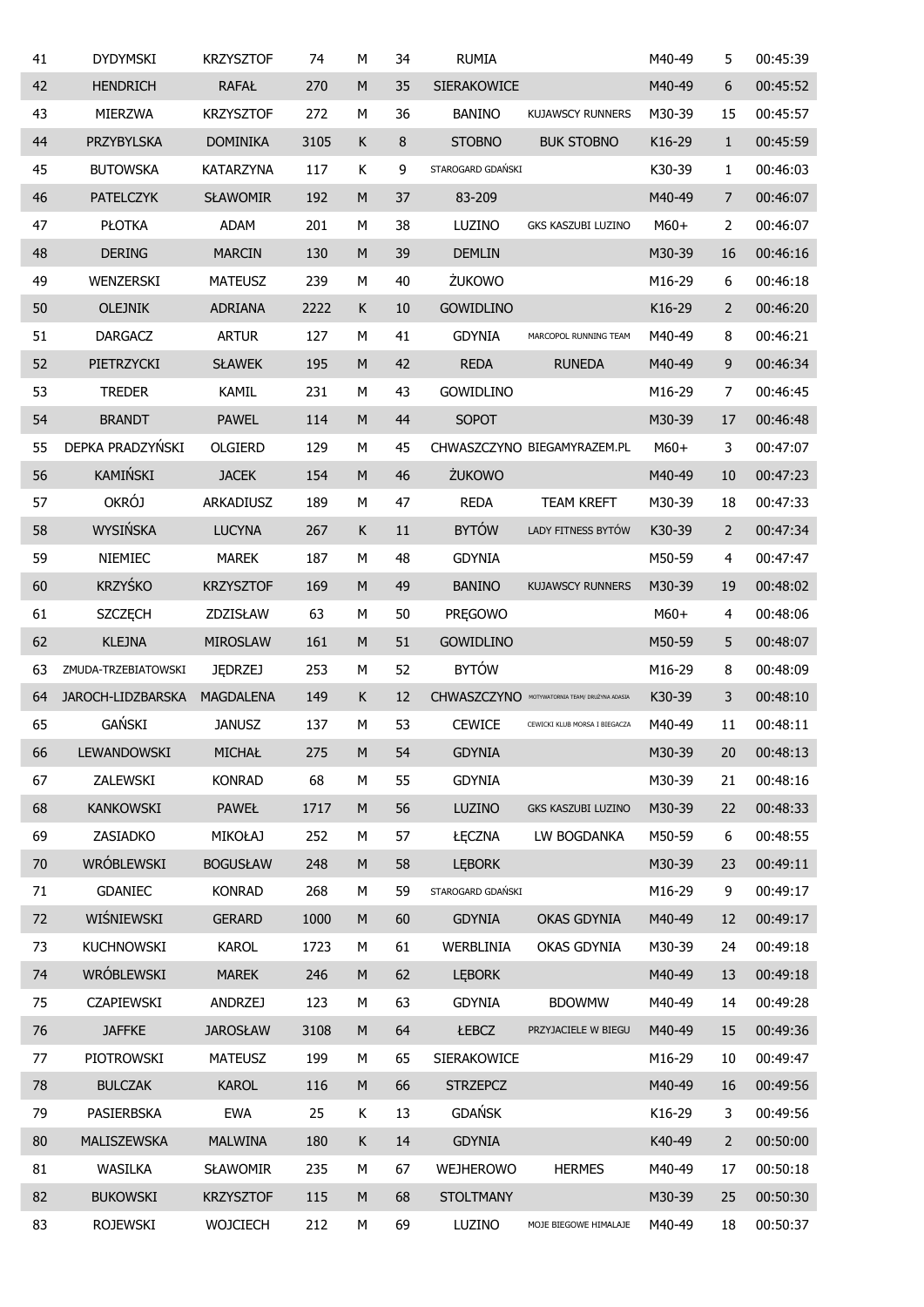| 41 | DYDYMSKI | KRZYSZTOF | 74 | M | 34 | RUMIA | | M40-49 | 5 | 00:45:39 |
|---|---|---|---|---|---|---|---|---|---|---|
| 42 | HENDRICH | RAFAŁ | 270 | M | 35 | SIERAKOWICE | | M40-49 | 6 | 00:45:52 |
| 43 | MIERZWA | KRZYSZTOF | 272 | M | 36 | BANINO | KUJAWSCY RUNNERS | M30-39 | 15 | 00:45:57 |
| 44 | PRZYBYLSKA | DOMINIKA | 3105 | K | 8 | STOBNO | BUK STOBNO | K16-29 | 1 | 00:45:59 |
| 45 | BUTOWSKA | KATARZYNA | 117 | K | 9 | STAROGARD GDAŃSKI | | K30-39 | 1 | 00:46:03 |
| 46 | PATELCZYK | SŁAWOMIR | 192 | M | 37 | 83-209 | | M40-49 | 7 | 00:46:07 |
| 47 | PŁOTKA | ADAM | 201 | M | 38 | LUZINO | GKS KASZUBI LUZINO | M60+ | 2 | 00:46:07 |
| 48 | DERING | MARCIN | 130 | M | 39 | DEMLIN | | M30-39 | 16 | 00:46:16 |
| 49 | WENZERSKI | MATEUSZ | 239 | M | 40 | ŻUKOWO | | M16-29 | 6 | 00:46:18 |
| 50 | OLEJNIK | ADRIANA | 2222 | K | 10 | GOWIDLINO | | K16-29 | 2 | 00:46:20 |
| 51 | DARGACZ | ARTUR | 127 | M | 41 | GDYNIA | MARCOPOL RUNNING TEAM | M40-49 | 8 | 00:46:21 |
| 52 | PIETRZYCKI | SŁAWEK | 195 | M | 42 | REDA | RUNEDA | M40-49 | 9 | 00:46:34 |
| 53 | TREDER | KAMIL | 231 | M | 43 | GOWIDLINO | | M16-29 | 7 | 00:46:45 |
| 54 | BRANDT | PAWEL | 114 | M | 44 | SOPOT | | M30-39 | 17 | 00:46:48 |
| 55 | DEPKA PRADZYŃSKI | OLGIERD | 129 | M | 45 | CHWASZCZYNO | BIEGAMYRAZEM.PL | M60+ | 3 | 00:47:07 |
| 56 | KAMIŃSKI | JACEK | 154 | M | 46 | ŻUKOWO | | M40-49 | 10 | 00:47:23 |
| 57 | OKRÓJ | ARKADIUSZ | 189 | M | 47 | REDA | TEAM KREFT | M30-39 | 18 | 00:47:33 |
| 58 | WYSIŃSKA | LUCYNA | 267 | K | 11 | BYTÓW | LADY FITNESS BYTÓW | K30-39 | 2 | 00:47:34 |
| 59 | NIEMIEC | MAREK | 187 | M | 48 | GDYNIA | | M50-59 | 4 | 00:47:47 |
| 60 | KRZYŚKO | KRZYSZTOF | 169 | M | 49 | BANINO | KUJAWSCY RUNNERS | M30-39 | 19 | 00:48:02 |
| 61 | SZCZĘCH | ZDZISŁAW | 63 | M | 50 | PRĘGOWO | | M60+ | 4 | 00:48:06 |
| 62 | KLEJNA | MIROSLAW | 161 | M | 51 | GOWIDLINO | | M50-59 | 5 | 00:48:07 |
| 63 | ZMUDA-TRZEBIATOWSKI | JĘDRZEJ | 253 | M | 52 | BYTÓW | | M16-29 | 8 | 00:48:09 |
| 64 | JAROCH-LIDZBARSKA | MAGDALENA | 149 | K | 12 | CHWASZCZYNO | MOTYWATORNIA TEAM/ DRUŻYNA ADASIA | K30-39 | 3 | 00:48:10 |
| 65 | GAŃSKI | JANUSZ | 137 | M | 53 | CEWICE | CEWICKI KLUB MORSA I BIEGACZA | M40-49 | 11 | 00:48:11 |
| 66 | LEWANDOWSKI | MICHAŁ | 275 | M | 54 | GDYNIA | | M30-39 | 20 | 00:48:13 |
| 67 | ZALEWSKI | KONRAD | 68 | M | 55 | GDYNIA | | M30-39 | 21 | 00:48:16 |
| 68 | KANKOWSKI | PAWEŁ | 1717 | M | 56 | LUZINO | GKS KASZUBI LUZINO | M30-39 | 22 | 00:48:33 |
| 69 | ZASIADKO | MIKOŁAJ | 252 | M | 57 | ŁĘCZNA | LW BOGDANKA | M50-59 | 6 | 00:48:55 |
| 70 | WRÓBLEWSKI | BOGUSŁAW | 248 | M | 58 | LĘBORK | | M30-39 | 23 | 00:49:11 |
| 71 | GDANIEC | KONRAD | 268 | M | 59 | STAROGARD GDAŃSKI | | M16-29 | 9 | 00:49:17 |
| 72 | WIŚNIEWSKI | GERARD | 1000 | M | 60 | GDYNIA | OKAS GDYNIA | M40-49 | 12 | 00:49:17 |
| 73 | KUCHNOWSKI | KAROL | 1723 | M | 61 | WERBLINIA | OKAS GDYNIA | M30-39 | 24 | 00:49:18 |
| 74 | WRÓBLEWSKI | MAREK | 246 | M | 62 | LĘBORK | | M40-49 | 13 | 00:49:18 |
| 75 | CZAPIEWSKI | ANDRZEJ | 123 | M | 63 | GDYNIA | BDOWMW | M40-49 | 14 | 00:49:28 |
| 76 | JAFFKE | JAROSŁAW | 3108 | M | 64 | ŁEBCZ | PRZYJACIELE W BIEGU | M40-49 | 15 | 00:49:36 |
| 77 | PIOTROWSKI | MATEUSZ | 199 | M | 65 | SIERAKOWICE | | M16-29 | 10 | 00:49:47 |
| 78 | BULCZAK | KAROL | 116 | M | 66 | STRZEPCZ | | M40-49 | 16 | 00:49:56 |
| 79 | PASIERBSKA | EWA | 25 | K | 13 | GDAŃSK | | K16-29 | 3 | 00:49:56 |
| 80 | MALISZEWSKA | MALWINA | 180 | K | 14 | GDYNIA | | K40-49 | 2 | 00:50:00 |
| 81 | WASILKA | SŁAWOMIR | 235 | M | 67 | WEJHEROWO | HERMES | M40-49 | 17 | 00:50:18 |
| 82 | BUKOWSKI | KRZYSZTOF | 115 | M | 68 | STOLTMANY | | M30-39 | 25 | 00:50:30 |
| 83 | ROJEWSKI | WOJCIECH | 212 | M | 69 | LUZINO | MOJE BIEGOWE HIMALAJE | M40-49 | 18 | 00:50:37 |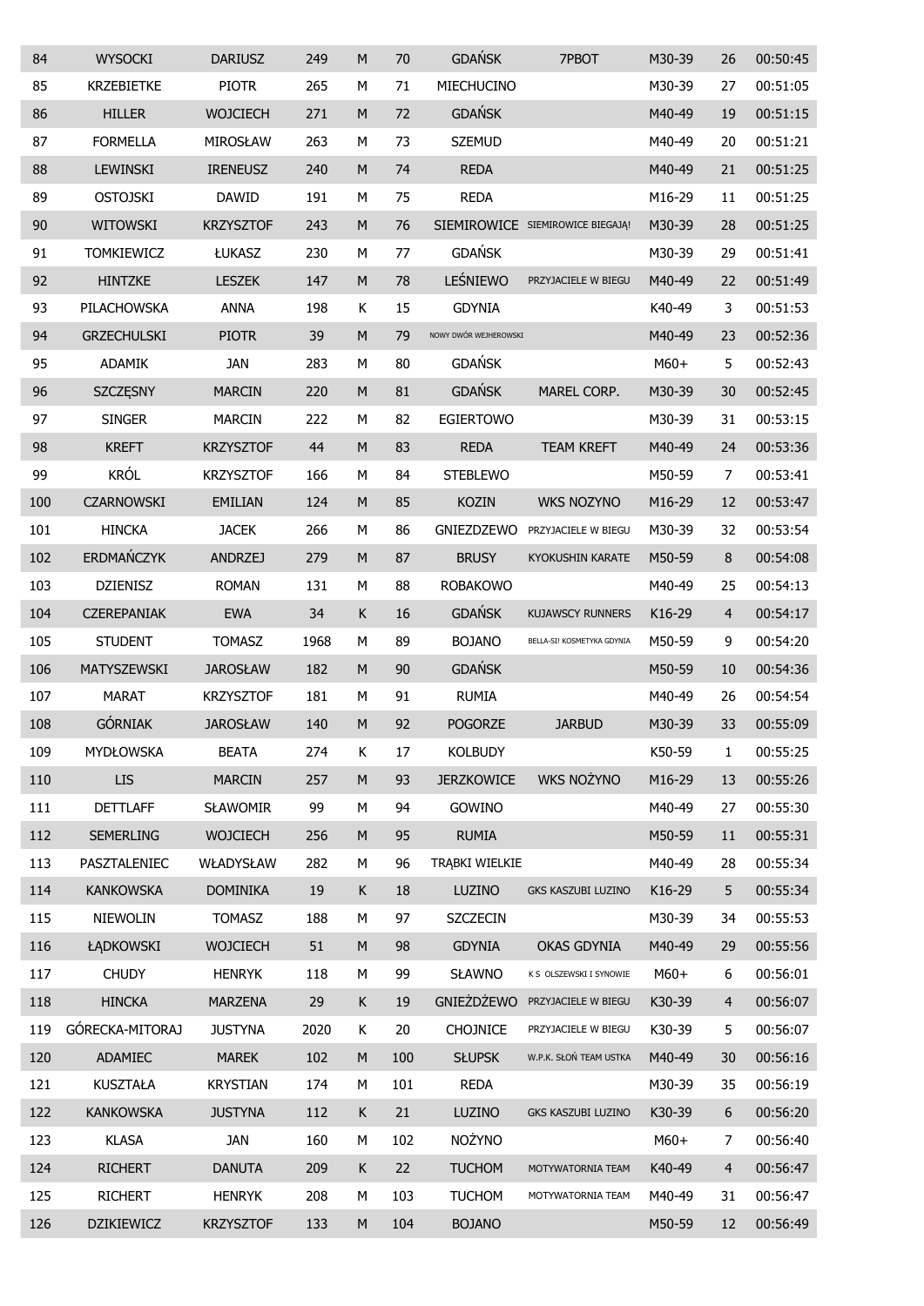| | | | | | | | | | | |
|---|---|---|---|---|---|---|---|---|---|---|
| 84 | WYSOCKI | DARIUSZ | 249 | M | 70 | GDAŃSK | 7PBOT | M30-39 | 26 | 00:50:45 |
| 85 | KRZEBIETKE | PIOTR | 265 | M | 71 | MIECHUCINO | | M30-39 | 27 | 00:51:05 |
| 86 | HILLER | WOJCIECH | 271 | M | 72 | GDAŃSK | | M40-49 | 19 | 00:51:15 |
| 87 | FORMELLA | MIROSŁAW | 263 | M | 73 | SZEMUD | | M40-49 | 20 | 00:51:21 |
| 88 | LEWINSKI | IRENEUSZ | 240 | M | 74 | REDA | | M40-49 | 21 | 00:51:25 |
| 89 | OSTOJSKI | DAWID | 191 | M | 75 | REDA | | M16-29 | 11 | 00:51:25 |
| 90 | WITOWSKI | KRZYSZTOF | 243 | M | 76 | SIEMIROWICE | SIEMIROWICE BIEGAJĄ! | M30-39 | 28 | 00:51:25 |
| 91 | TOMKIEWICZ | ŁUKASZ | 230 | M | 77 | GDAŃSK | | M30-39 | 29 | 00:51:41 |
| 92 | HINTZKE | LESZEK | 147 | M | 78 | LEŚNIEWO | PRZYJACIELE W BIEGU | M40-49 | 22 | 00:51:49 |
| 93 | PILACHOWSKA | ANNA | 198 | K | 15 | GDYNIA | | K40-49 | 3 | 00:51:53 |
| 94 | GRZECHULSKI | PIOTR | 39 | M | 79 | NOWY DWÓR WEJHEROWSKI | | M40-49 | 23 | 00:52:36 |
| 95 | ADAMIK | JAN | 283 | M | 80 | GDAŃSK | | M60+ | 5 | 00:52:43 |
| 96 | SZCZĘSNY | MARCIN | 220 | M | 81 | GDAŃSK | MAREL CORP. | M30-39 | 30 | 00:52:45 |
| 97 | SINGER | MARCIN | 222 | M | 82 | EGIERTOWO | | M30-39 | 31 | 00:53:15 |
| 98 | KREFT | KRZYSZTOF | 44 | M | 83 | REDA | TEAM KREFT | M40-49 | 24 | 00:53:36 |
| 99 | KRÓL | KRZYSZTOF | 166 | M | 84 | STEBLEWO | | M50-59 | 7 | 00:53:41 |
| 100 | CZARNOWSKI | EMILIAN | 124 | M | 85 | KOZIN | WKS NOZYNO | M16-29 | 12 | 00:53:47 |
| 101 | HINCKA | JACEK | 266 | M | 86 | GNIEZDZEWO | PRZYJACIELE W BIEGU | M30-39 | 32 | 00:53:54 |
| 102 | ERDMAŃCZYK | ANDRZEJ | 279 | M | 87 | BRUSY | KYOKUSHIN KARATE | M50-59 | 8 | 00:54:08 |
| 103 | DZIENISZ | ROMAN | 131 | M | 88 | ROBAKOWO | | M40-49 | 25 | 00:54:13 |
| 104 | CZEREPANIAK | EWA | 34 | K | 16 | GDAŃSK | KUJAWSCY RUNNERS | K16-29 | 4 | 00:54:17 |
| 105 | STUDENT | TOMASZ | 1968 | M | 89 | BOJANO | BELLA-SI! KOSMETYKA GDYNIA | M50-59 | 9 | 00:54:20 |
| 106 | MATYSZEWSKI | JAROSŁAW | 182 | M | 90 | GDAŃSK | | M50-59 | 10 | 00:54:36 |
| 107 | MARAT | KRZYSZTOF | 181 | M | 91 | RUMIA | | M40-49 | 26 | 00:54:54 |
| 108 | GÓRNIAK | JAROSŁAW | 140 | M | 92 | POGORZE | JARBUD | M30-39 | 33 | 00:55:09 |
| 109 | MYDŁOWSKA | BEATA | 274 | K | 17 | KOLBUDY | | K50-59 | 1 | 00:55:25 |
| 110 | LIS | MARCIN | 257 | M | 93 | JERZKOWICE | WKS NOŻYNO | M16-29 | 13 | 00:55:26 |
| 111 | DETTLAFF | SŁAWOMIR | 99 | M | 94 | GOWINO | | M40-49 | 27 | 00:55:30 |
| 112 | SEMERLING | WOJCIECH | 256 | M | 95 | RUMIA | | M50-59 | 11 | 00:55:31 |
| 113 | PASZTALENIEC | WŁADYSŁAW | 282 | M | 96 | TRĄBKI WIELKIE | | M40-49 | 28 | 00:55:34 |
| 114 | KANKOWSKA | DOMINIKA | 19 | K | 18 | LUZINO | GKS KASZUBI LUZINO | K16-29 | 5 | 00:55:34 |
| 115 | NIEWOLIN | TOMASZ | 188 | M | 97 | SZCZECIN | | M30-39 | 34 | 00:55:53 |
| 116 | ŁĄDKOWSKI | WOJCIECH | 51 | M | 98 | GDYNIA | OKAS GDYNIA | M40-49 | 29 | 00:55:56 |
| 117 | CHUDY | HENRYK | 118 | M | 99 | SŁAWNO | K S OLSZEWSKI I SYNOWIE | M60+ | 6 | 00:56:01 |
| 118 | HINCKA | MARZENA | 29 | K | 19 | GNIEŻDŻEWO | PRZYJACIELE W BIEGU | K30-39 | 4 | 00:56:07 |
| 119 | GÓRECKA-MITORAJ | JUSTYNA | 2020 | K | 20 | CHOJNICE | PRZYJACIELE W BIEGU | K30-39 | 5 | 00:56:07 |
| 120 | ADAMIEC | MAREK | 102 | M | 100 | SŁUPSK | W.P.K. SŁOŃ TEAM USTKA | M40-49 | 30 | 00:56:16 |
| 121 | KUSZTAŁA | KRYSTIAN | 174 | M | 101 | REDA | | M30-39 | 35 | 00:56:19 |
| 122 | KANKOWSKA | JUSTYNA | 112 | K | 21 | LUZINO | GKS KASZUBI LUZINO | K30-39 | 6 | 00:56:20 |
| 123 | KLASA | JAN | 160 | M | 102 | NOŻYNO | | M60+ | 7 | 00:56:40 |
| 124 | RICHERT | DANUTA | 209 | K | 22 | TUCHOM | MOTYWATORNIA TEAM | K40-49 | 4 | 00:56:47 |
| 125 | RICHERT | HENRYK | 208 | M | 103 | TUCHOM | MOTYWATORNIA TEAM | M40-49 | 31 | 00:56:47 |
| 126 | DZIKIEWICZ | KRZYSZTOF | 133 | M | 104 | BOJANO | | M50-59 | 12 | 00:56:49 |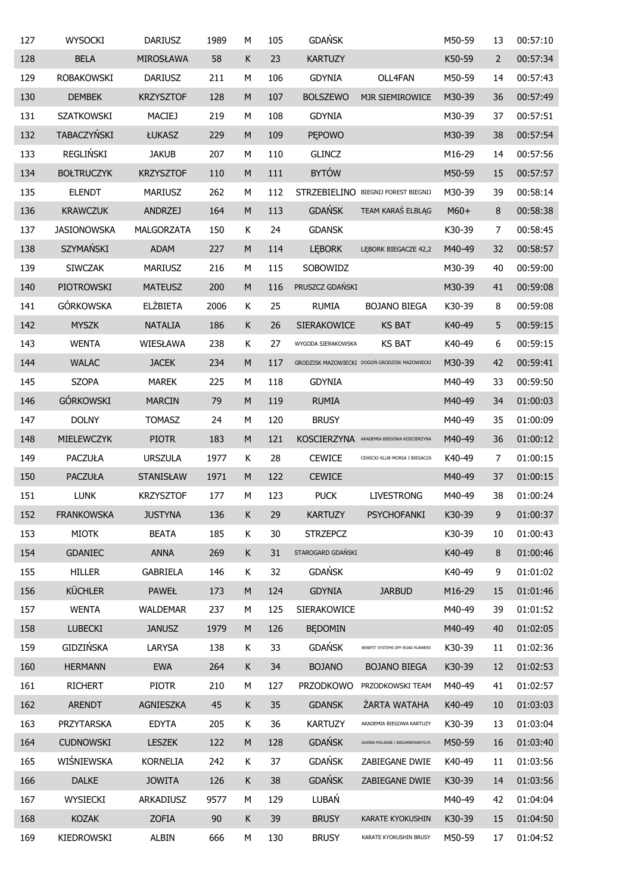| 127 | WYSOCKI | DARIUSZ | 1989 | M | 105 | GDAŃSK | | M50-59 | 13 | 00:57:10 |
|---|---|---|---|---|---|---|---|---|---|---|
| 128 | BELA | MIROSŁAWA | 58 | K | 23 | KARTUZY | | K50-59 | 2 | 00:57:34 |
| 129 | ROBAKOWSKI | DARIUSZ | 211 | M | 106 | GDYNIA | OLL4FAN | M50-59 | 14 | 00:57:43 |
| 130 | DEMBEK | KRZYSZTOF | 128 | M | 107 | BOLSZEWO | MJR SIEMIROWICE | M30-39 | 36 | 00:57:49 |
| 131 | SZATKOWSKI | MACIEJ | 219 | M | 108 | GDYNIA | | M30-39 | 37 | 00:57:51 |
| 132 | TABACZYŃSKI | ŁUKASZ | 229 | M | 109 | PĘPOWO | | M30-39 | 38 | 00:57:54 |
| 133 | REGLIŃSKI | JAKUB | 207 | M | 110 | GLINCZ | | M16-29 | 14 | 00:57:56 |
| 134 | BOŁTRUCZYK | KRZYSZTOF | 110 | M | 111 | BYTÓW | | M50-59 | 15 | 00:57:57 |
| 135 | ELENDT | MARIUSZ | 262 | M | 112 | STRZEBIELINO | BIEGNIJ FOREST BIEGNIJ | M30-39 | 39 | 00:58:14 |
| 136 | KRAWCZUK | ANDRZEJ | 164 | M | 113 | GDAŃSK | TEAM KARAŚ ELBLĄG | M60+ | 8 | 00:58:38 |
| 137 | JASIONOWSKA | MALGORZATA | 150 | K | 24 | GDANSK | | K30-39 | 7 | 00:58:45 |
| 138 | SZYMAŃSKI | ADAM | 227 | M | 114 | LĘBORK | LĘBORK BIEGACZE 42,2 | M40-49 | 32 | 00:58:57 |
| 139 | SIWCZAK | MARIUSZ | 216 | M | 115 | SOBOWIDZ | | M30-39 | 40 | 00:59:00 |
| 140 | PIOTROWSKI | MATEUSZ | 200 | M | 116 | PRUSZCZ GDAŃSKI | | M30-39 | 41 | 00:59:08 |
| 141 | GÓRKOWSKA | ELŻBIETA | 2006 | K | 25 | RUMIA | BOJANO BIEGA | K30-39 | 8 | 00:59:08 |
| 142 | MYSZK | NATALIA | 186 | K | 26 | SIERAKOWICE | KS BAT | K40-49 | 5 | 00:59:15 |
| 143 | WENTA | WIESŁAWA | 238 | K | 27 | WYGODA SIERAKOWSKA | KS BAT | K40-49 | 6 | 00:59:15 |
| 144 | WALAC | JACEK | 234 | M | 117 | GRODZISK MAZOWIECKI | DOGOŃ GRODZISK MAZOWIECKI | M30-39 | 42 | 00:59:41 |
| 145 | SZOPA | MAREK | 225 | M | 118 | GDYNIA | | M40-49 | 33 | 00:59:50 |
| 146 | GÓRKOWSKI | MARCIN | 79 | M | 119 | RUMIA | | M40-49 | 34 | 01:00:03 |
| 147 | DOLNY | TOMASZ | 24 | M | 120 | BRUSY | | M40-49 | 35 | 01:00:09 |
| 148 | MIELEWCZYK | PIOTR | 183 | M | 121 | KOSCIERZYNA | AKADEMIA BIEGOWA KOSCIERZYNA | M40-49 | 36 | 01:00:12 |
| 149 | PACZUŁA | URSZULA | 1977 | K | 28 | CEWICE | CEWICKI KLUB MORSA I BIEGACZA | K40-49 | 7 | 01:00:15 |
| 150 | PACZUŁA | STANISŁAW | 1971 | M | 122 | CEWICE | | M40-49 | 37 | 01:00:15 |
| 151 | LUNK | KRZYSZTOF | 177 | M | 123 | PUCK | LIVESTRONG | M40-49 | 38 | 01:00:24 |
| 152 | FRANKOWSKA | JUSTYNA | 136 | K | 29 | KARTUZY | PSYCHOFANKI | K30-39 | 9 | 01:00:37 |
| 153 | MIOTK | BEATA | 185 | K | 30 | STRZEPCZ | | K30-39 | 10 | 01:00:43 |
| 154 | GDANIEC | ANNA | 269 | K | 31 | STAROGARD GDAŃSKI | | K40-49 | 8 | 01:00:46 |
| 155 | HILLER | GABRIELA | 146 | K | 32 | GDAŃSK | | K40-49 | 9 | 01:01:02 |
| 156 | KÜCHLER | PAWEŁ | 173 | M | 124 | GDYNIA | JARBUD | M16-29 | 15 | 01:01:46 |
| 157 | WENTA | WALDEMAR | 237 | M | 125 | SIERAKOWICE | | M40-49 | 39 | 01:01:52 |
| 158 | LUBECKI | JANUSZ | 1979 | M | 126 | BĘDOMIN | | M40-49 | 40 | 01:02:05 |
| 159 | GIDZIŃSKA | LARYSA | 138 | K | 33 | GDAŃSK | BENEFIT SYSTEMS OFF-ROAD RUNNERS | K30-39 | 11 | 01:02:36 |
| 160 | HERMANN | EWA | 264 | K | 34 | BOJANO | BOJANO BIEGA | K30-39 | 12 | 01:02:53 |
| 161 | RICHERT | PIOTR | 210 | M | 127 | PRZODKOWO | PRZODKOWSKI TEAM | M40-49 | 41 | 01:02:57 |
| 162 | ARENDT | AGNIESZKA | 45 | K | 35 | GDANSK | ŻARTA WATAHA | K40-49 | 10 | 01:03:03 |
| 163 | PRZYTARSKA | EDYTA | 205 | K | 36 | KARTUZY | AKADEMIA BIEGOWA KARTUZY | K30-39 | 13 | 01:03:04 |
| 164 | CUDNOWSKI | LESZEK | 122 | M | 128 | GDAŃSK | GDAŃSK POŁUDNIE / BIEGAMBOWARTO.PL | M50-59 | 16 | 01:03:40 |
| 165 | WIŚNIEWSKA | KORNELIA | 242 | K | 37 | GDAŃSK | ZABIEGANE DWIE | K40-49 | 11 | 01:03:56 |
| 166 | DALKE | JOWITA | 126 | K | 38 | GDAŃSK | ZABIEGANE DWIE | K30-39 | 14 | 01:03:56 |
| 167 | WYSIECKI | ARKADIUSZ | 9577 | M | 129 | LUBAŃ | | M40-49 | 42 | 01:04:04 |
| 168 | KOZAK | ZOFIA | 90 | K | 39 | BRUSY | KARATE KYOKUSHIN | K30-39 | 15 | 01:04:50 |
| 169 | KIEDROWSKI | ALBIN | 666 | M | 130 | BRUSY | KARATE KYOKUSHIN BRUSY | M50-59 | 17 | 01:04:52 |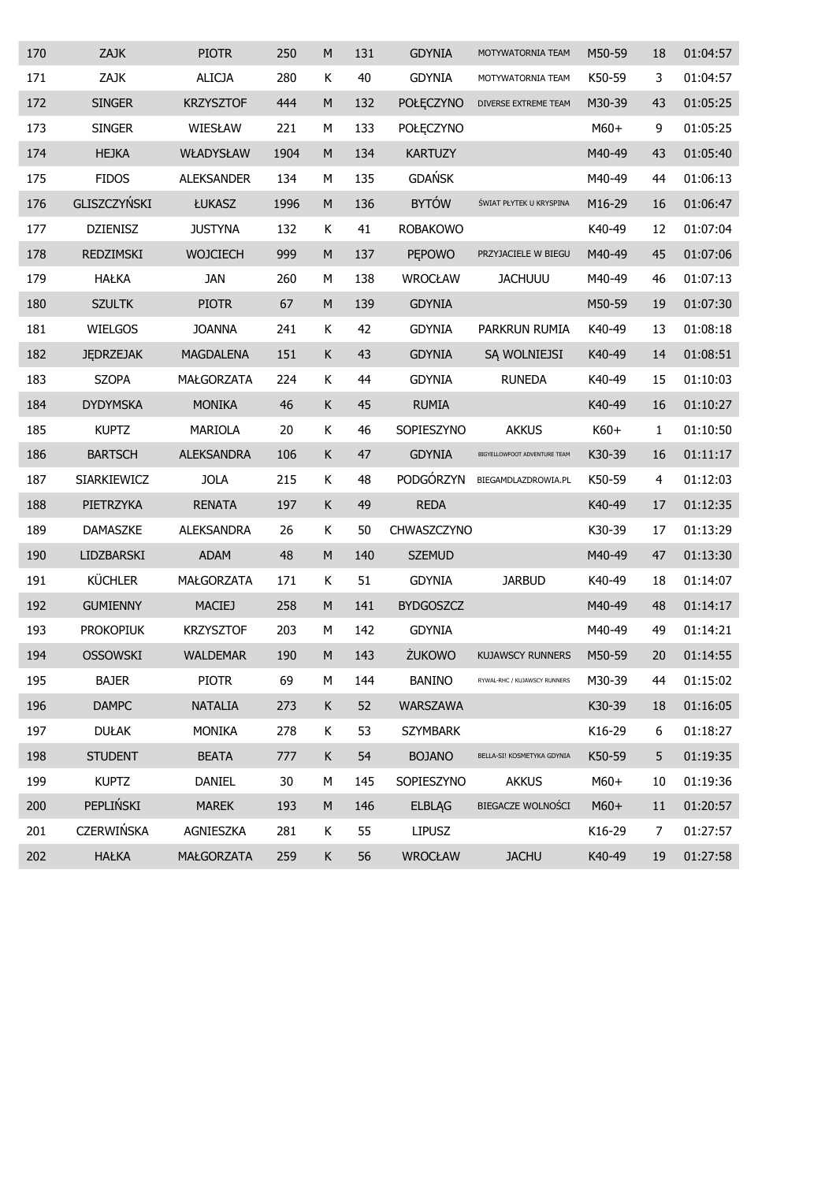| | | | | | | | | | | |
|---|---|---|---|---|---|---|---|---|---|---|
| 170 | ZAJK | PIOTR | 250 | M | 131 | GDYNIA | MOTYWATORNIA TEAM | M50-59 | 18 | 01:04:57 |
| 171 | ZAJK | ALICJA | 280 | K | 40 | GDYNIA | MOTYWATORNIA TEAM | K50-59 | 3 | 01:04:57 |
| 172 | SINGER | KRZYSZTOF | 444 | M | 132 | POŁĘCZYNO | DIVERSE EXTREME TEAM | M30-39 | 43 | 01:05:25 |
| 173 | SINGER | WIESŁAW | 221 | M | 133 | POŁĘCZYNO | | M60+ | 9 | 01:05:25 |
| 174 | HEJKA | WŁADYSŁAW | 1904 | M | 134 | KARTUZY | | M40-49 | 43 | 01:05:40 |
| 175 | FIDOS | ALEKSANDER | 134 | M | 135 | GDAŃSK | | M40-49 | 44 | 01:06:13 |
| 176 | GLISZCZYŃSKI | ŁUKASZ | 1996 | M | 136 | BYTÓW | ŚWIAT PŁYTEK U KRYSPINA | M16-29 | 16 | 01:06:47 |
| 177 | DZIENISZ | JUSTYNA | 132 | K | 41 | ROBAKOWO | | K40-49 | 12 | 01:07:04 |
| 178 | REDZIMSKI | WOJCIECH | 999 | M | 137 | PĘPOWO | PRZYJACIELE W BIEGU | M40-49 | 45 | 01:07:06 |
| 179 | HAŁKA | JAN | 260 | M | 138 | WROCŁAW | JACHUUU | M40-49 | 46 | 01:07:13 |
| 180 | SZULTK | PIOTR | 67 | M | 139 | GDYNIA | | M50-59 | 19 | 01:07:30 |
| 181 | WIELGOS | JOANNA | 241 | K | 42 | GDYNIA | PARKRUN RUMIA | K40-49 | 13 | 01:08:18 |
| 182 | JĘDRZEJAK | MAGDALENA | 151 | K | 43 | GDYNIA | SĄ WOLNIEJSI | K40-49 | 14 | 01:08:51 |
| 183 | SZOPA | MAŁGORZATA | 224 | K | 44 | GDYNIA | RUNEDA | K40-49 | 15 | 01:10:03 |
| 184 | DYDYMSKA | MONIKA | 46 | K | 45 | RUMIA | | K40-49 | 16 | 01:10:27 |
| 185 | KUPTZ | MARIOLA | 20 | K | 46 | SOPIESZYNO | AKKUS | K60+ | 1 | 01:10:50 |
| 186 | BARTSCH | ALEKSANDRA | 106 | K | 47 | GDYNIA | BIGYELLOWFOOT ADVENTURE TEAM | K30-39 | 16 | 01:11:17 |
| 187 | SIARKIEWICZ | JOLA | 215 | K | 48 | PODGÓRZYN | BIEGAMDLAZDROWIA.PL | K50-59 | 4 | 01:12:03 |
| 188 | PIETRZYKA | RENATA | 197 | K | 49 | REDA | | K40-49 | 17 | 01:12:35 |
| 189 | DAMASZKE | ALEKSANDRA | 26 | K | 50 | CHWASZCZYNO | | K30-39 | 17 | 01:13:29 |
| 190 | LIDZBARSKI | ADAM | 48 | M | 140 | SZEMUD | | M40-49 | 47 | 01:13:30 |
| 191 | KÜCHLER | MAŁGORZATA | 171 | K | 51 | GDYNIA | JARBUD | K40-49 | 18 | 01:14:07 |
| 192 | GUMIENNY | MACIEJ | 258 | M | 141 | BYDGOSZCZ | | M40-49 | 48 | 01:14:17 |
| 193 | PROKOPIUK | KRZYSZTOF | 203 | M | 142 | GDYNIA | | M40-49 | 49 | 01:14:21 |
| 194 | OSSOWSKI | WALDEMAR | 190 | M | 143 | ŻUKOWO | KUJAWSCY RUNNERS | M50-59 | 20 | 01:14:55 |
| 195 | BAJER | PIOTR | 69 | M | 144 | BANINO | RYWAL-RHC / KUJAWSCY RUNNERS | M30-39 | 44 | 01:15:02 |
| 196 | DAMPC | NATALIA | 273 | K | 52 | WARSZAWA | | K30-39 | 18 | 01:16:05 |
| 197 | DUŁAK | MONIKA | 278 | K | 53 | SZYMBARK | | K16-29 | 6 | 01:18:27 |
| 198 | STUDENT | BEATA | 777 | K | 54 | BOJANO | BELLA-SI! KOSMETYKA GDYNIA | K50-59 | 5 | 01:19:35 |
| 199 | KUPTZ | DANIEL | 30 | M | 145 | SOPIESZYNO | AKKUS | M60+ | 10 | 01:19:36 |
| 200 | PEPLIŃSKI | MAREK | 193 | M | 146 | ELBLĄG | BIEGACZE WOLNOŚCI | M60+ | 11 | 01:20:57 |
| 201 | CZERWIŃSKA | AGNIESZKA | 281 | K | 55 | LIPUSZ | | K16-29 | 7 | 01:27:57 |
| 202 | HAŁKA | MAŁGORZATA | 259 | K | 56 | WROCŁAW | JACHU | K40-49 | 19 | 01:27:58 |